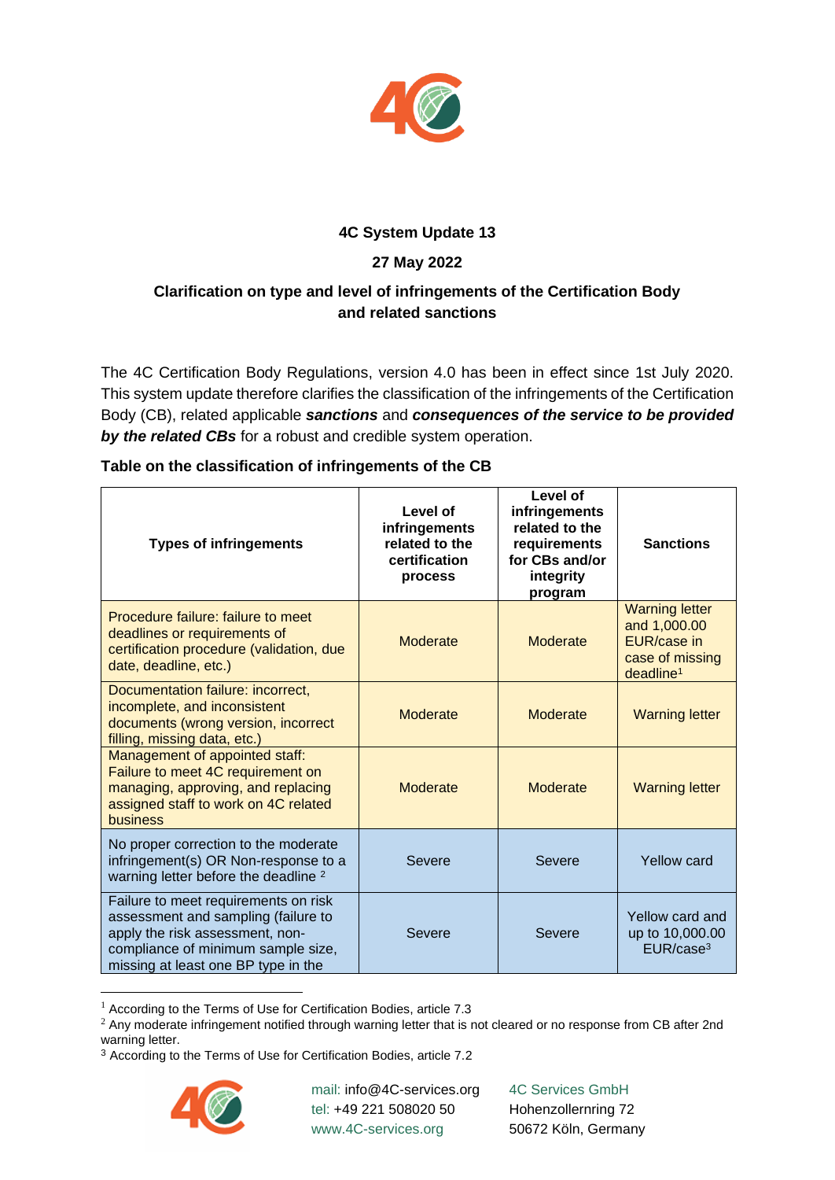**4C System Update 13**

**27 May 2022**

**Clarification on type and level of infringements of the Certification Body and related sanctions**

The 4C Certification Body Regulations, version 4.0 has been in effect since 1st July 2020. This system update therefore clarifies the classification of the infringements of the Certification Body (CB), related applicable ***sanctions*** and ***consequences of the service to be provided by the related CBs*** for a robust and credible system operation.

**Table on the classification of infringements of the CB**

| Types of infringements | Level of infringements related to the certification process | Level of infringements related to the requirements for CBs and/or integrity program | Sanctions |
|---|---|---|---|
| Procedure failure: failure to meet deadlines or requirements of certification procedure (validation, due date, deadline, etc.) | Moderate | Moderate | Warning letter and 1,000.00 EUR/case in case of missing deadline[1] |
| Documentation failure: incorrect, incomplete, and inconsistent documents (wrong version, incorrect filling, missing data, etc.) | Moderate | Moderate | Warning letter |
| Management of appointed staff: Failure to meet 4C requirement on managing, approving, and replacing assigned staff to work on 4C related business | Moderate | Moderate | Warning letter |
| No proper correction to the moderate infringement(s) OR Non-response to a warning letter before the deadline [2] | Severe | Severe | Yellow card |
| Failure to meet requirements on risk assessment and sampling (failure to apply the risk assessment, non-compliance of minimum sample size, missing at least one BP type in the | Severe | Severe | Yellow card and up to 10,000.00 EUR/case[3] |

[1] According to the Terms of Use for Certification Bodies, article 7.3

[2] Any moderate infringement notified through warning letter that is not cleared or no response from CB after 2nd warning letter.

[3] According to the Terms of Use for Certification Bodies, article 7.2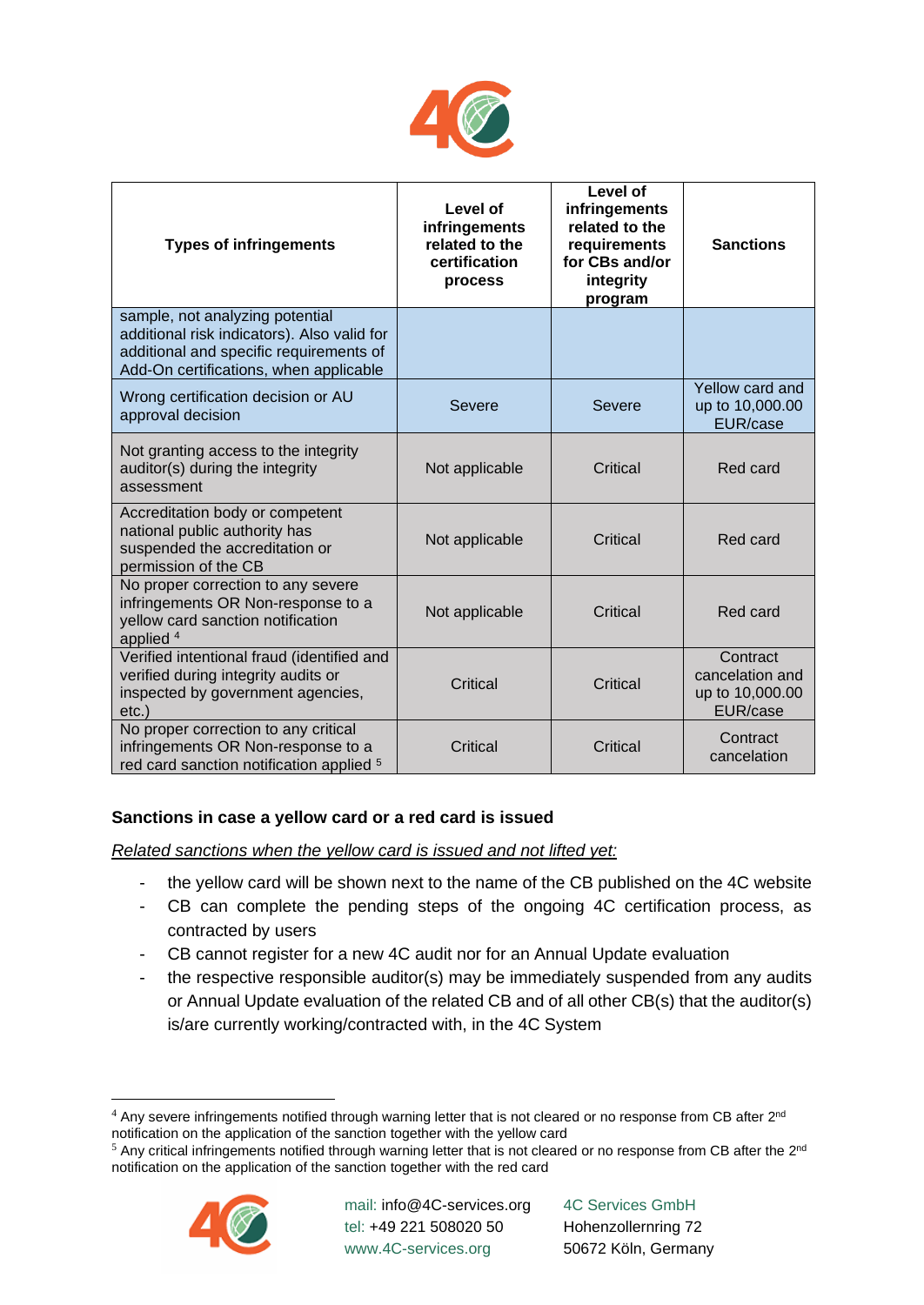| Types of infringements | Level of infringements related to the certification process | Level of infringements related to the requirements for CBs and/or integrity program | Sanctions |
|---|---|---|---|
| sample, not analyzing potential additional risk indicators). Also valid for additional and specific requirements of Add-On certifications, when applicable | | | |
| Wrong certification decision or AU approval decision | Severe | Severe | Yellow card and up to 10,000.00 EUR/case |
| Not granting access to the integrity auditor(s) during the integrity assessment | Not applicable | Critical | Red card |
| Accreditation body or competent national public authority has suspended the accreditation or permission of the CB | Not applicable | Critical | Red card |
| No proper correction to any severe infringements OR Non-response to a yellow card sanction notification applied [4] | Not applicable | Critical | Red card |
| Verified intentional fraud (identified and verified during integrity audits or inspected by government agencies, etc.) | Critical | Critical | Contract cancelation and up to 10,000.00 EUR/case |
| No proper correction to any critical infringements OR Non-response to a red card sanction notification applied [5] | Critical | Critical | Contract cancelation |

**Sanctions in case a yellow card or a red card is issued**

_Related sanctions when the yellow card is issued and not lifted yet:_

- the yellow card will be shown next to the name of the CB published on the 4C website
- CB can complete the pending steps of the ongoing 4C certification process, as contracted by users
- CB cannot register for a new 4C audit nor for an Annual Update evaluation
- the respective responsible auditor(s) may be immediately suspended from any audits or Annual Update evaluation of the related CB and of all other CB(s) that the auditor(s) is/are currently working/contracted with, in the 4C System

[4] Any severe infringements notified through warning letter that is not cleared or no response from CB after 2nd notification on the application of the sanction together with the yellow card

[5] Any critical infringements notified through warning letter that is not cleared or no response from CB after the 2nd notification on the application of the sanction together with the red card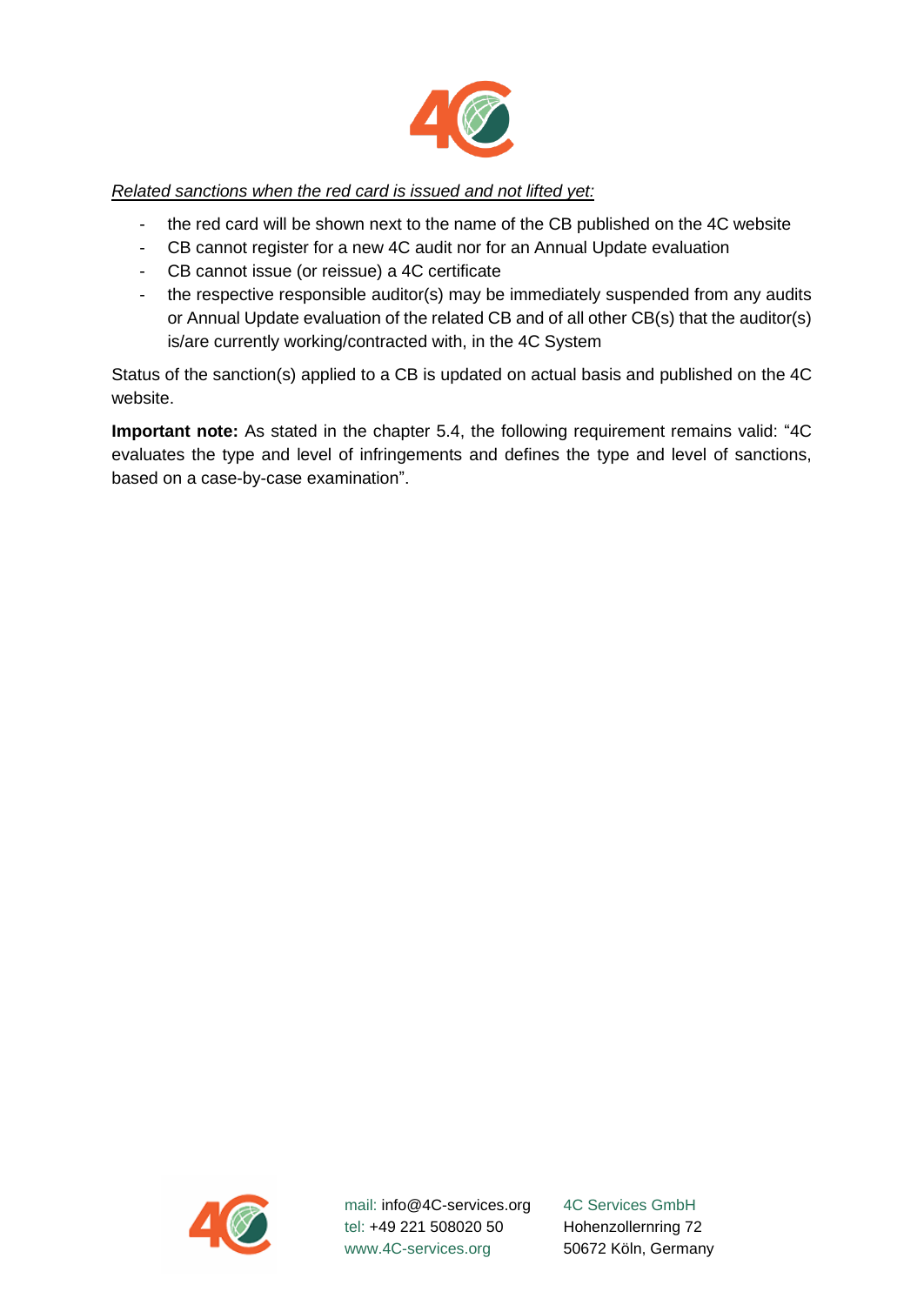*Related sanctions when the red card is issued and not lifted yet:*

- the red card will be shown next to the name of the CB published on the 4C website
- CB cannot register for a new 4C audit nor for an Annual Update evaluation
- CB cannot issue (or reissue) a 4C certificate
- the respective responsible auditor(s) may be immediately suspended from any audits or Annual Update evaluation of the related CB and of all other CB(s) that the auditor(s) is/are currently working/contracted with, in the 4C System

Status of the sanction(s) applied to a CB is updated on actual basis and published on the 4C website.

**Important note:** As stated in the chapter 5.4, the following requirement remains valid: "4C evaluates the type and level of infringements and defines the type and level of sanctions, based on a case-by-case examination".